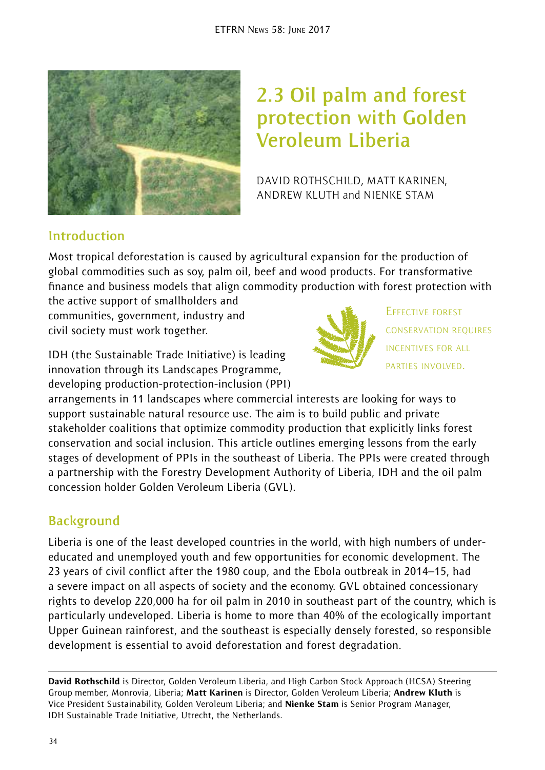# 2.3 Oil palm and forest protection with Golden Veroleum Liberia

DAVID ROTHSCHILD, MATT KARINEN, ANDREW KLUTH and NIENKE STAM

## Introduction

Most tropical deforestation is caused by agricultural expansion for the production of global commodities such as soy, palm oil, beef and wood products. For transformative finance and business models that align commodity production with forest protection with the active support of smallholders and communities, government, industry and civil society must work together.

> Effective forest conservation requires incentives for all parties involved.

IDH (the Sustainable Trade Initiative) is leading innovation through its Landscapes Programme, developing production-protection-inclusion (PPI) arrangements in 11 landscapes where commercial interests are looking for ways to support sustainable natural resource use. The aim is to build public and private stakeholder coalitions that optimize commodity production that explicitly links forest conservation and social inclusion. This article outlines emerging lessons from the early stages of development of PPIs in the southeast of Liberia. The PPIs were created through a partnership with the Forestry Development Authority of Liberia, IDH and the oil palm concession holder Golden Veroleum Liberia (GVL).

## Background

Liberia is one of the least developed countries in the world, with high numbers of under-educated and unemployed youth and few opportunities for economic development. The 23 years of civil conflict after the 1980 coup, and the Ebola outbreak in 2014–15, had a severe impact on all aspects of society and the economy. GVL obtained concessionary rights to develop 220,000 ha for oil palm in 2010 in southeast part of the country, which is particularly undeveloped. Liberia is home to more than 40% of the ecologically important Upper Guinean rainforest, and the southeast is especially densely forested, so responsible development is essential to avoid deforestation and forest degradation.

---

**David Rothschild** is Director, Golden Veroleum Liberia, and High Carbon Stock Approach (HCSA) Steering Group member, Monrovia, Liberia; **Matt Karinen** is Director, Golden Veroleum Liberia; **Andrew Kluth** is Vice President Sustainability, Golden Veroleum Liberia; and **Nienke Stam** is Senior Program Manager, IDH Sustainable Trade Initiative, Utrecht, the Netherlands.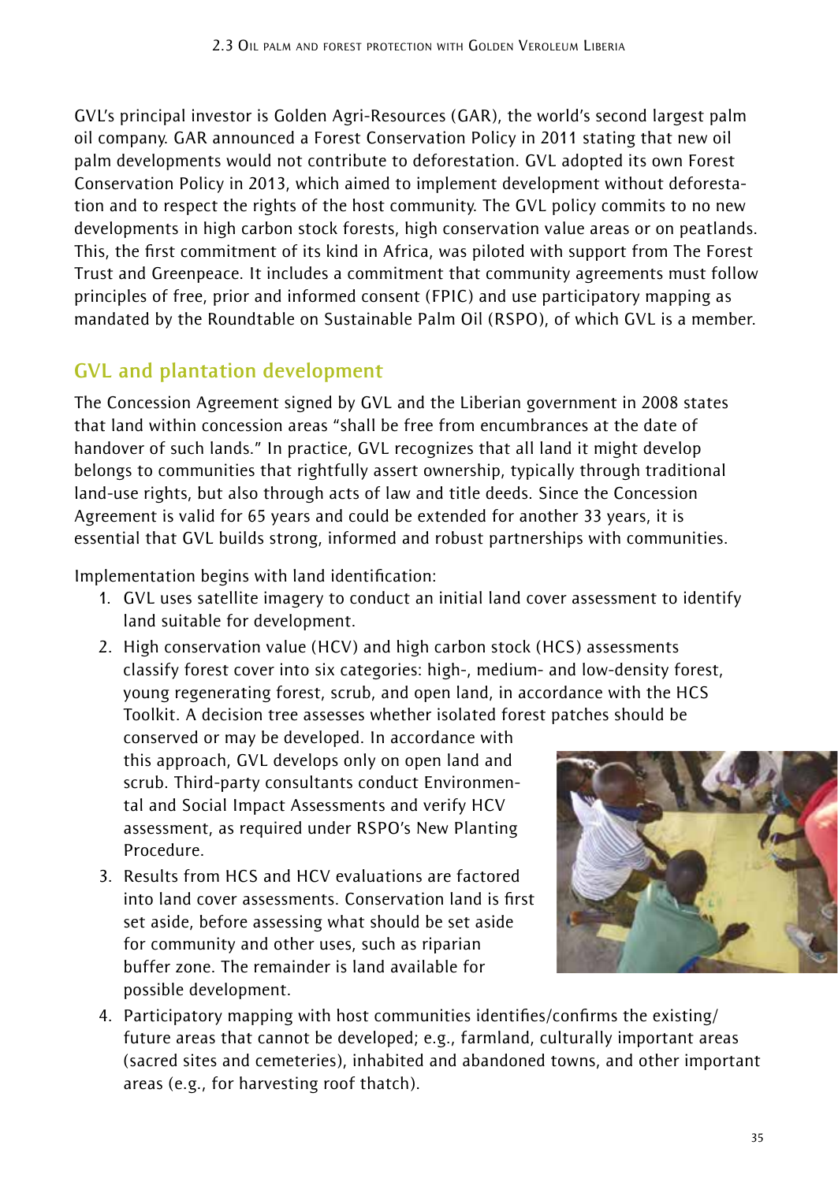GVL's principal investor is Golden Agri-Resources (GAR), the world's second largest palm oil company. GAR announced a Forest Conservation Policy in 2011 stating that new oil palm developments would not contribute to deforestation. GVL adopted its own Forest Conservation Policy in 2013, which aimed to implement development without deforestation and to respect the rights of the host community. The GVL policy commits to no new developments in high carbon stock forests, high conservation value areas or on peatlands. This, the first commitment of its kind in Africa, was piloted with support from The Forest Trust and Greenpeace. It includes a commitment that community agreements must follow principles of free, prior and informed consent (FPIC) and use participatory mapping as mandated by the Roundtable on Sustainable Palm Oil (RSPO), of which GVL is a member.

## GVL and plantation development

The Concession Agreement signed by GVL and the Liberian government in 2008 states that land within concession areas "shall be free from encumbrances at the date of handover of such lands." In practice, GVL recognizes that all land it might develop belongs to communities that rightfully assert ownership, typically through traditional land-use rights, but also through acts of law and title deeds. Since the Concession Agreement is valid for 65 years and could be extended for another 33 years, it is essential that GVL builds strong, informed and robust partnerships with communities.

Implementation begins with land identification:

1. GVL uses satellite imagery to conduct an initial land cover assessment to identify land suitable for development.
2. High conservation value (HCV) and high carbon stock (HCS) assessments classify forest cover into six categories: high-, medium- and low-density forest, young regenerating forest, scrub, and open land, in accordance with the HCS Toolkit. A decision tree assesses whether isolated forest patches should be conserved or may be developed. In accordance with this approach, GVL develops only on open land and scrub. Third-party consultants conduct Environmental and Social Impact Assessments and verify HCV assessment, as required under RSPO's New Planting Procedure.
3. Results from HCS and HCV evaluations are factored into land cover assessments. Conservation land is first set aside, before assessing what should be set aside for community and other uses, such as riparian buffer zone. The remainder is land available for possible development.
4. Participatory mapping with host communities identifies/confirms the existing/future areas that cannot be developed; e.g., farmland, culturally important areas (sacred sites and cemeteries), inhabited and abandoned towns, and other important areas (e.g., for harvesting roof thatch).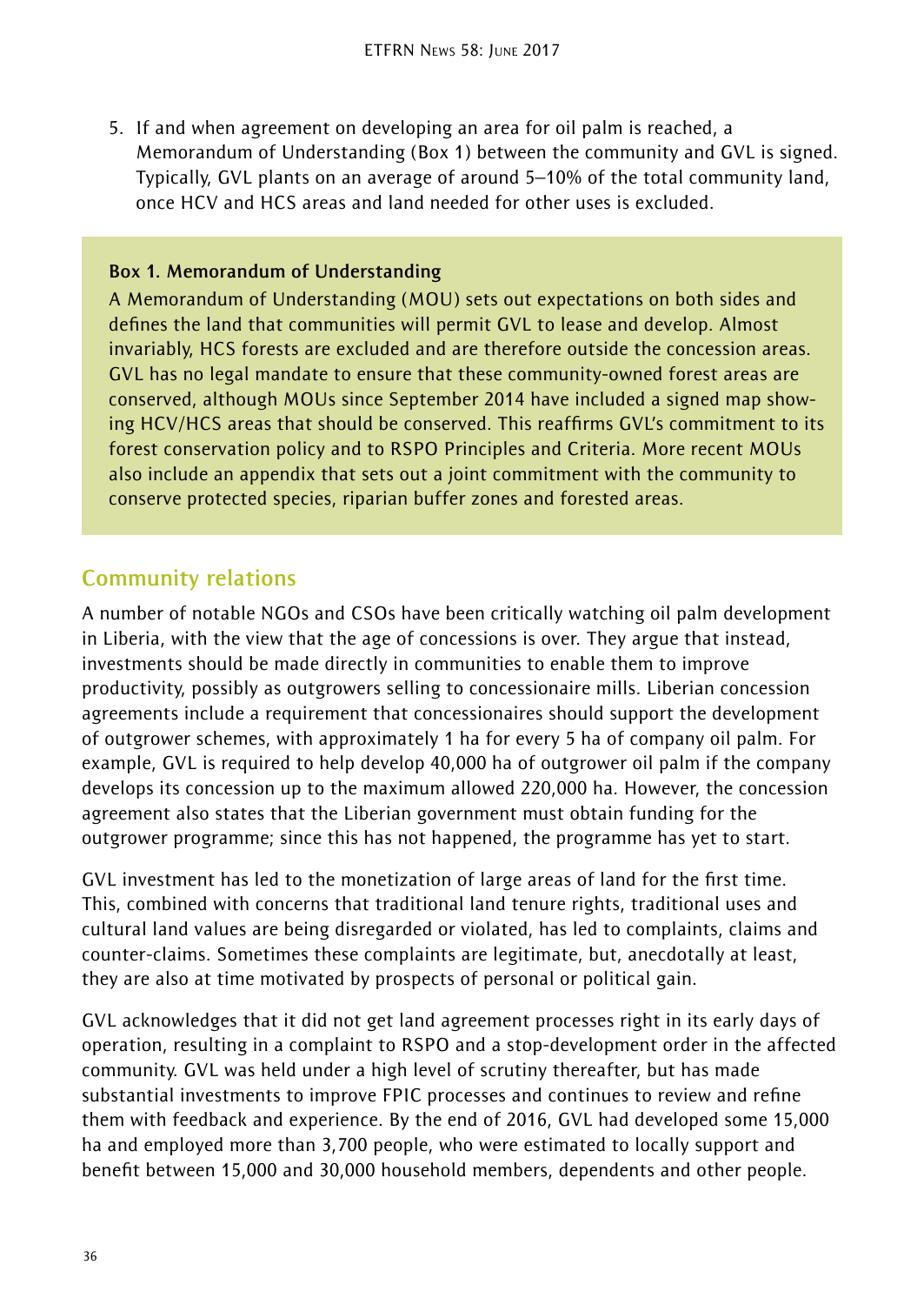5. If and when agreement on developing an area for oil palm is reached, a Memorandum of Understanding (Box 1) between the community and GVL is signed. Typically, GVL plants on an average of around 5–10% of the total community land, once HCV and HCS areas and land needed for other uses is excluded.

> **Box 1. Memorandum of Understanding**
>
> A Memorandum of Understanding (MOU) sets out expectations on both sides and defines the land that communities will permit GVL to lease and develop. Almost invariably, HCS forests are excluded and are therefore outside the concession areas. GVL has no legal mandate to ensure that these community-owned forest areas are conserved, although MOUs since September 2014 have included a signed map showing HCV/HCS areas that should be conserved. This reaffirms GVL's commitment to its forest conservation policy and to RSPO Principles and Criteria. More recent MOUs also include an appendix that sets out a joint commitment with the community to conserve protected species, riparian buffer zones and forested areas.

## Community relations

A number of notable NGOs and CSOs have been critically watching oil palm development in Liberia, with the view that the age of concessions is over. They argue that instead, investments should be made directly in communities to enable them to improve productivity, possibly as outgrowers selling to concessionaire mills. Liberian concession agreements include a requirement that concessionaires should support the development of outgrower schemes, with approximately 1 ha for every 5 ha of company oil palm. For example, GVL is required to help develop 40,000 ha of outgrower oil palm if the company develops its concession up to the maximum allowed 220,000 ha. However, the concession agreement also states that the Liberian government must obtain funding for the outgrower programme; since this has not happened, the programme has yet to start.

GVL investment has led to the monetization of large areas of land for the first time. This, combined with concerns that traditional land tenure rights, traditional uses and cultural land values are being disregarded or violated, has led to complaints, claims and counter-claims. Sometimes these complaints are legitimate, but, anecdotally at least, they are also at time motivated by prospects of personal or political gain.

GVL acknowledges that it did not get land agreement processes right in its early days of operation, resulting in a complaint to RSPO and a stop-development order in the affected community. GVL was held under a high level of scrutiny thereafter, but has made substantial investments to improve FPIC processes and continues to review and refine them with feedback and experience. By the end of 2016, GVL had developed some 15,000 ha and employed more than 3,700 people, who were estimated to locally support and benefit between 15,000 and 30,000 household members, dependents and other people.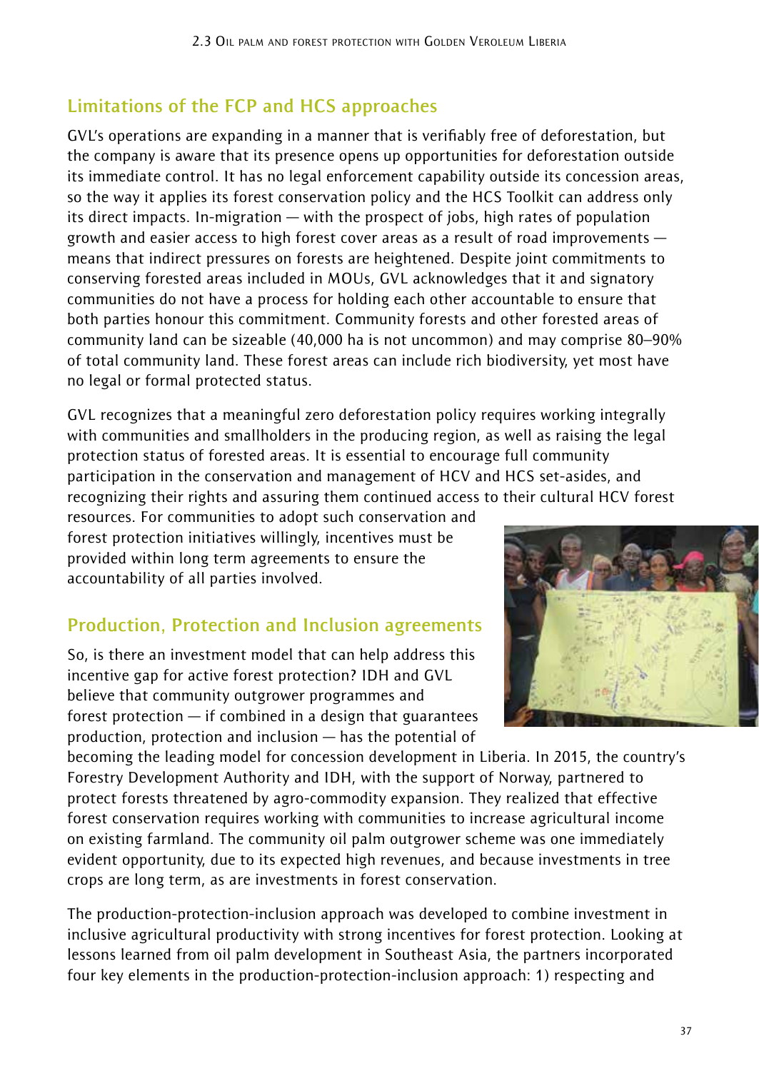## Limitations of the FCP and HCS approaches

GVL's operations are expanding in a manner that is verifiably free of deforestation, but the company is aware that its presence opens up opportunities for deforestation outside its immediate control. It has no legal enforcement capability outside its concession areas, so the way it applies its forest conservation policy and the HCS Toolkit can address only its direct impacts. In-migration — with the prospect of jobs, high rates of population growth and easier access to high forest cover areas as a result of road improvements — means that indirect pressures on forests are heightened. Despite joint commitments to conserving forested areas included in MOUs, GVL acknowledges that it and signatory communities do not have a process for holding each other accountable to ensure that both parties honour this commitment. Community forests and other forested areas of community land can be sizeable (40,000 ha is not uncommon) and may comprise 80–90% of total community land. These forest areas can include rich biodiversity, yet most have no legal or formal protected status.

GVL recognizes that a meaningful zero deforestation policy requires working integrally with communities and smallholders in the producing region, as well as raising the legal protection status of forested areas. It is essential to encourage full community participation in the conservation and management of HCV and HCS set-asides, and recognizing their rights and assuring them continued access to their cultural HCV forest resources. For communities to adopt such conservation and forest protection initiatives willingly, incentives must be provided within long term agreements to ensure the accountability of all parties involved.

## Production, Protection and Inclusion agreements

So, is there an investment model that can help address this incentive gap for active forest protection? IDH and GVL believe that community outgrower programmes and forest protection — if combined in a design that guarantees production, protection and inclusion — has the potential of becoming the leading model for concession development in Liberia. In 2015, the country's Forestry Development Authority and IDH, with the support of Norway, partnered to protect forests threatened by agro-commodity expansion. They realized that effective forest conservation requires working with communities to increase agricultural income on existing farmland. The community oil palm outgrower scheme was one immediately evident opportunity, due to its expected high revenues, and because investments in tree crops are long term, as are investments in forest conservation.

The production-protection-inclusion approach was developed to combine investment in inclusive agricultural productivity with strong incentives for forest protection. Looking at lessons learned from oil palm development in Southeast Asia, the partners incorporated four key elements in the production-protection-inclusion approach: 1) respecting and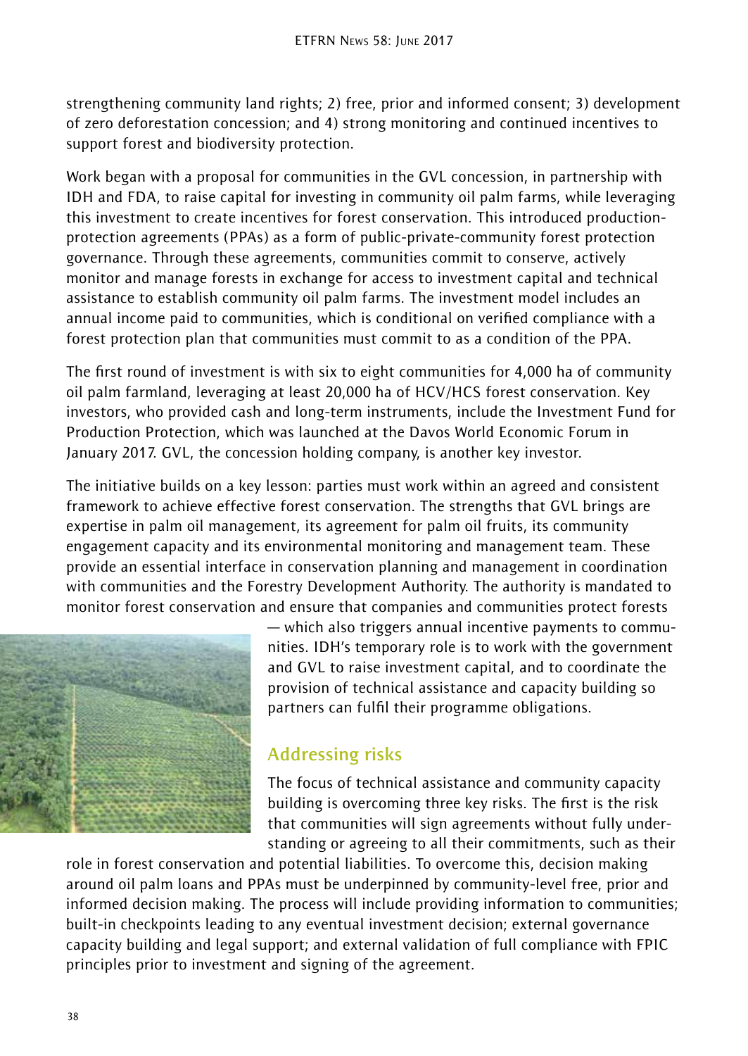strengthening community land rights; 2) free, prior and informed consent; 3) development of zero deforestation concession; and 4) strong monitoring and continued incentives to support forest and biodiversity protection.

Work began with a proposal for communities in the GVL concession, in partnership with IDH and FDA, to raise capital for investing in community oil palm farms, while leveraging this investment to create incentives for forest conservation. This introduced production-protection agreements (PPAs) as a form of public-private-community forest protection governance. Through these agreements, communities commit to conserve, actively monitor and manage forests in exchange for access to investment capital and technical assistance to establish community oil palm farms. The investment model includes an annual income paid to communities, which is conditional on verified compliance with a forest protection plan that communities must commit to as a condition of the PPA.

The first round of investment is with six to eight communities for 4,000 ha of community oil palm farmland, leveraging at least 20,000 ha of HCV/HCS forest conservation. Key investors, who provided cash and long-term instruments, include the Investment Fund for Production Protection, which was launched at the Davos World Economic Forum in January 2017. GVL, the concession holding company, is another key investor.

The initiative builds on a key lesson: parties must work within an agreed and consistent framework to achieve effective forest conservation. The strengths that GVL brings are expertise in palm oil management, its agreement for palm oil fruits, its community engagement capacity and its environmental monitoring and management team. These provide an essential interface in conservation planning and management in coordination with communities and the Forestry Development Authority. The authority is mandated to monitor forest conservation and ensure that companies and communities protect forests — which also triggers annual incentive payments to communities. IDH's temporary role is to work with the government and GVL to raise investment capital, and to coordinate the provision of technical assistance and capacity building so partners can fulfil their programme obligations.

## Addressing risks

The focus of technical assistance and community capacity building is overcoming three key risks. The first is the risk that communities will sign agreements without fully understanding or agreeing to all their commitments, such as their role in forest conservation and potential liabilities. To overcome this, decision making around oil palm loans and PPAs must be underpinned by community-level free, prior and informed decision making. The process will include providing information to communities; built-in checkpoints leading to any eventual investment decision; external governance capacity building and legal support; and external validation of full compliance with FPIC principles prior to investment and signing of the agreement.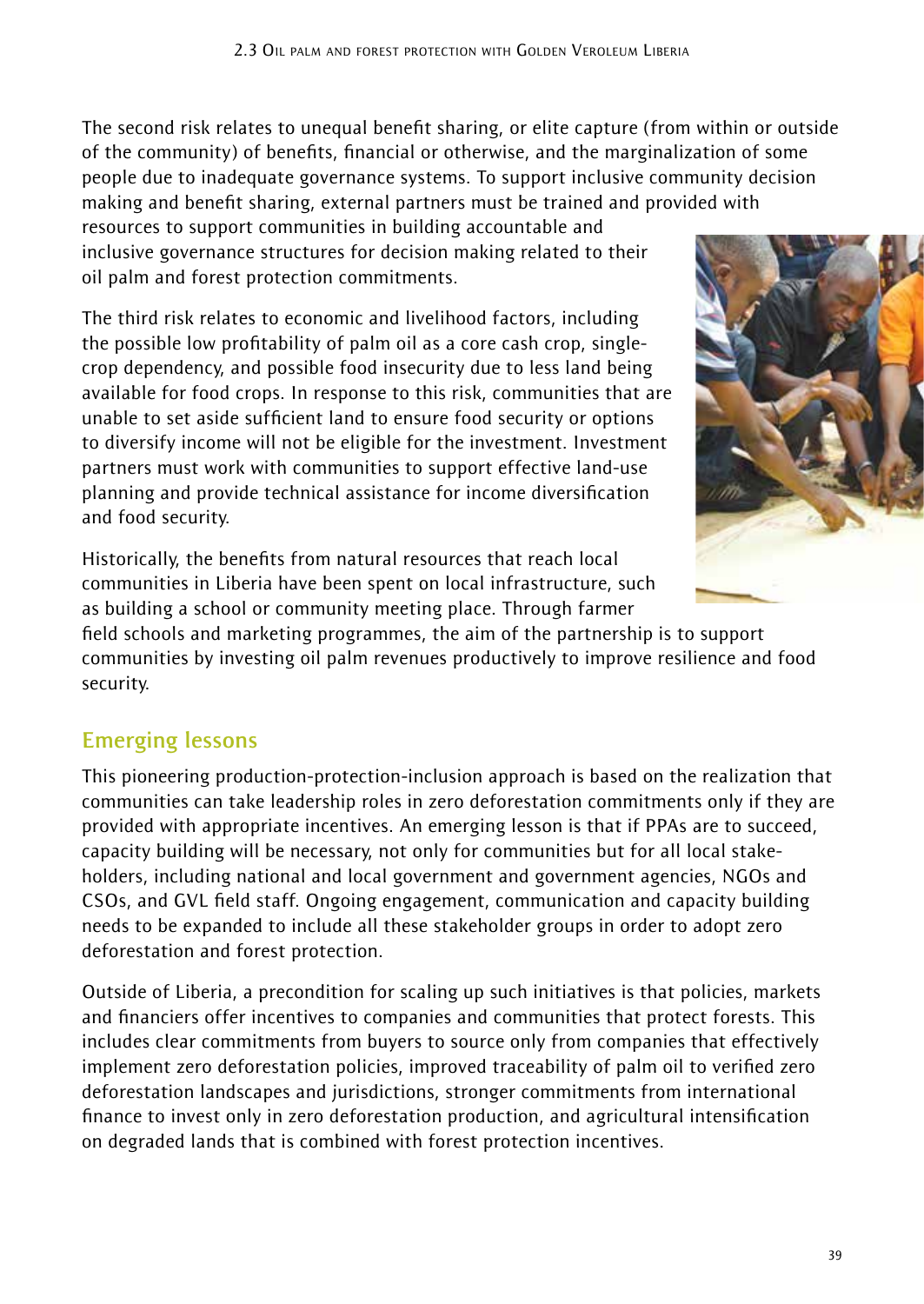The second risk relates to unequal benefit sharing, or elite capture (from within or outside of the community) of benefits, financial or otherwise, and the marginalization of some people due to inadequate governance systems. To support inclusive community decision making and benefit sharing, external partners must be trained and provided with resources to support communities in building accountable and inclusive governance structures for decision making related to their oil palm and forest protection commitments.

The third risk relates to economic and livelihood factors, including the possible low profitability of palm oil as a core cash crop, single-crop dependency, and possible food insecurity due to less land being available for food crops. In response to this risk, communities that are unable to set aside sufficient land to ensure food security or options to diversify income will not be eligible for the investment. Investment partners must work with communities to support effective land-use planning and provide technical assistance for income diversification and food security.

Historically, the benefits from natural resources that reach local communities in Liberia have been spent on local infrastructure, such as building a school or community meeting place. Through farmer field schools and marketing programmes, the aim of the partnership is to support communities by investing oil palm revenues productively to improve resilience and food security.

## Emerging lessons

This pioneering production-protection-inclusion approach is based on the realization that communities can take leadership roles in zero deforestation commitments only if they are provided with appropriate incentives. An emerging lesson is that if PPAs are to succeed, capacity building will be necessary, not only for communities but for all local stakeholders, including national and local government and government agencies, NGOs and CSOs, and GVL field staff. Ongoing engagement, communication and capacity building needs to be expanded to include all these stakeholder groups in order to adopt zero deforestation and forest protection.

Outside of Liberia, a precondition for scaling up such initiatives is that policies, markets and financiers offer incentives to companies and communities that protect forests. This includes clear commitments from buyers to source only from companies that effectively implement zero deforestation policies, improved traceability of palm oil to verified zero deforestation landscapes and jurisdictions, stronger commitments from international finance to invest only in zero deforestation production, and agricultural intensification on degraded lands that is combined with forest protection incentives.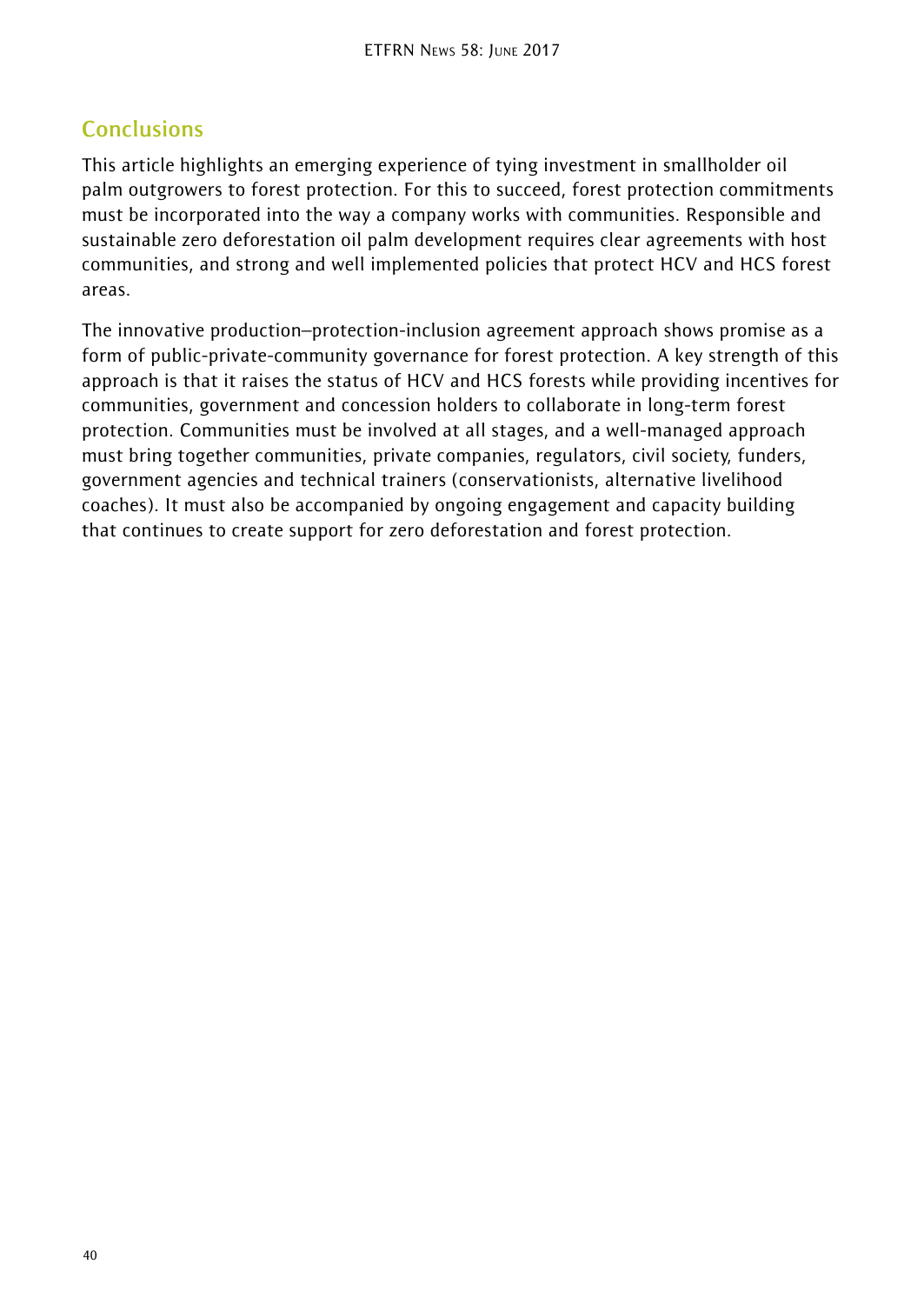## Conclusions

This article highlights an emerging experience of tying investment in smallholder oil palm outgrowers to forest protection. For this to succeed, forest protection commitments must be incorporated into the way a company works with communities. Responsible and sustainable zero deforestation oil palm development requires clear agreements with host communities, and strong and well implemented policies that protect HCV and HCS forest areas.

The innovative production–protection-inclusion agreement approach shows promise as a form of public-private-community governance for forest protection. A key strength of this approach is that it raises the status of HCV and HCS forests while providing incentives for communities, government and concession holders to collaborate in long-term forest protection. Communities must be involved at all stages, and a well-managed approach must bring together communities, private companies, regulators, civil society, funders, government agencies and technical trainers (conservationists, alternative livelihood coaches). It must also be accompanied by ongoing engagement and capacity building that continues to create support for zero deforestation and forest protection.